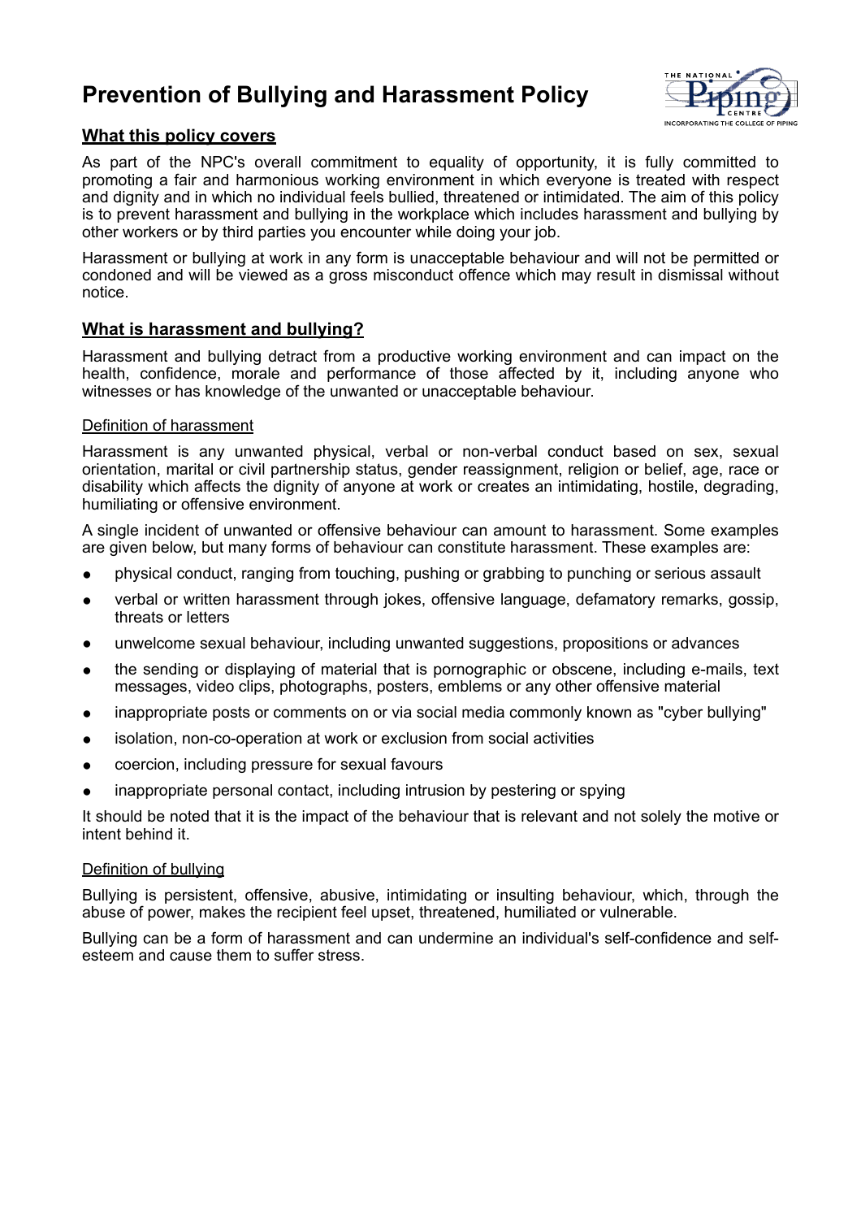# Prevention of Bullying and Harassment Policy

## What this policy covers

As part of the NPC's overall commitment to equality of opportunity, it is fully committed to promoting a fair and harmonious working environment in which everyone is treated with respect and dignity and in which no individual feels bullied, threatened or intimidated. The aim of this policy is to prevent harassment and bullying in the workplace which includes harassment and bullying by other workers or by third parties you encounter while doing your job.

Harassment or bullying at work in any form is unacceptable behaviour and will not be permitted or condoned and will be viewed as a gross misconduct offence which may result in dismissal without notice.

## What is harassment and bullying?

Harassment and bullying detract from a productive working environment and can impact on the health, confidence, morale and performance of those affected by it, including anyone who witnesses or has knowledge of the unwanted or unacceptable behaviour.

### Definition of harassment

Harassment is any unwanted physical, verbal or non-verbal conduct based on sex, sexual orientation, marital or civil partnership status, gender reassignment, religion or belief, age, race or disability which affects the dignity of anyone at work or creates an intimidating, hostile, degrading, humiliating or offensive environment.

A single incident of unwanted or offensive behaviour can amount to harassment. Some examples are given below, but many forms of behaviour can constitute harassment. These examples are:

- physical conduct, ranging from touching, pushing or grabbing to punching or serious assault
- verbal or written harassment through jokes, offensive language, defamatory remarks, gossip, threats or letters
- unwelcome sexual behaviour, including unwanted suggestions, propositions or advances
- the sending or displaying of material that is pornographic or obscene, including e-mails, text messages, video clips, photographs, posters, emblems or any other offensive material
- inappropriate posts or comments on or via social media commonly known as "cyber bullying"
- isolation, non-co-operation at work or exclusion from social activities
- coercion, including pressure for sexual favours
- inappropriate personal contact, including intrusion by pestering or spying

It should be noted that it is the impact of the behaviour that is relevant and not solely the motive or intent behind it.

### Definition of bullying

Bullying is persistent, offensive, abusive, intimidating or insulting behaviour, which, through the abuse of power, makes the recipient feel upset, threatened, humiliated or vulnerable.

Bullying can be a form of harassment and can undermine an individual's self-confidence and self-esteem and cause them to suffer stress.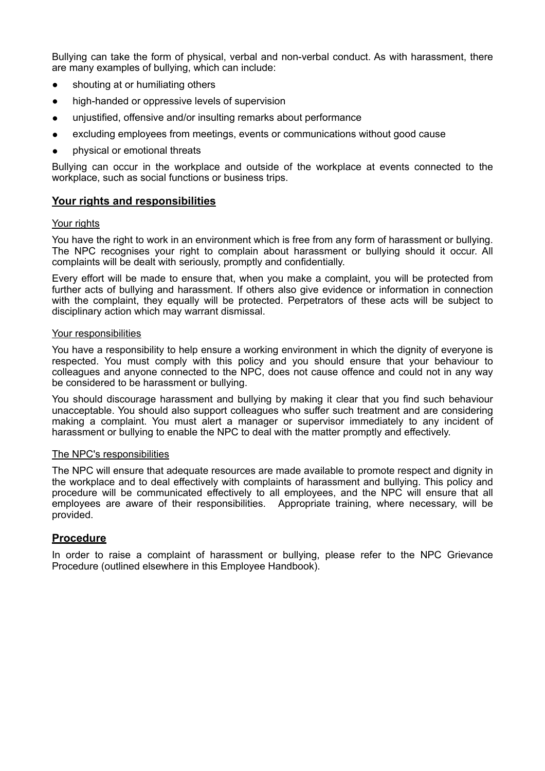Bullying can take the form of physical, verbal and non-verbal conduct. As with harassment, there are many examples of bullying, which can include:

- shouting at or humiliating others
- high-handed or oppressive levels of supervision
- unjustified, offensive and/or insulting remarks about performance
- excluding employees from meetings, events or communications without good cause
- physical or emotional threats

Bullying can occur in the workplace and outside of the workplace at events connected to the workplace, such as social functions or business trips.

## Your rights and responsibilities

### Your rights

You have the right to work in an environment which is free from any form of harassment or bullying. The NPC recognises your right to complain about harassment or bullying should it occur. All complaints will be dealt with seriously, promptly and confidentially.

Every effort will be made to ensure that, when you make a complaint, you will be protected from further acts of bullying and harassment. If others also give evidence or information in connection with the complaint, they equally will be protected. Perpetrators of these acts will be subject to disciplinary action which may warrant dismissal.

### Your responsibilities

You have a responsibility to help ensure a working environment in which the dignity of everyone is respected. You must comply with this policy and you should ensure that your behaviour to colleagues and anyone connected to the NPC, does not cause offence and could not in any way be considered to be harassment or bullying.

You should discourage harassment and bullying by making it clear that you find such behaviour unacceptable. You should also support colleagues who suffer such treatment and are considering making a complaint. You must alert a manager or supervisor immediately to any incident of harassment or bullying to enable the NPC to deal with the matter promptly and effectively.

### The NPC's responsibilities

The NPC will ensure that adequate resources are made available to promote respect and dignity in the workplace and to deal effectively with complaints of harassment and bullying. This policy and procedure will be communicated effectively to all employees, and the NPC will ensure that all employees are aware of their responsibilities. Appropriate training, where necessary, will be provided.

## Procedure

In order to raise a complaint of harassment or bullying, please refer to the NPC Grievance Procedure (outlined elsewhere in this Employee Handbook).